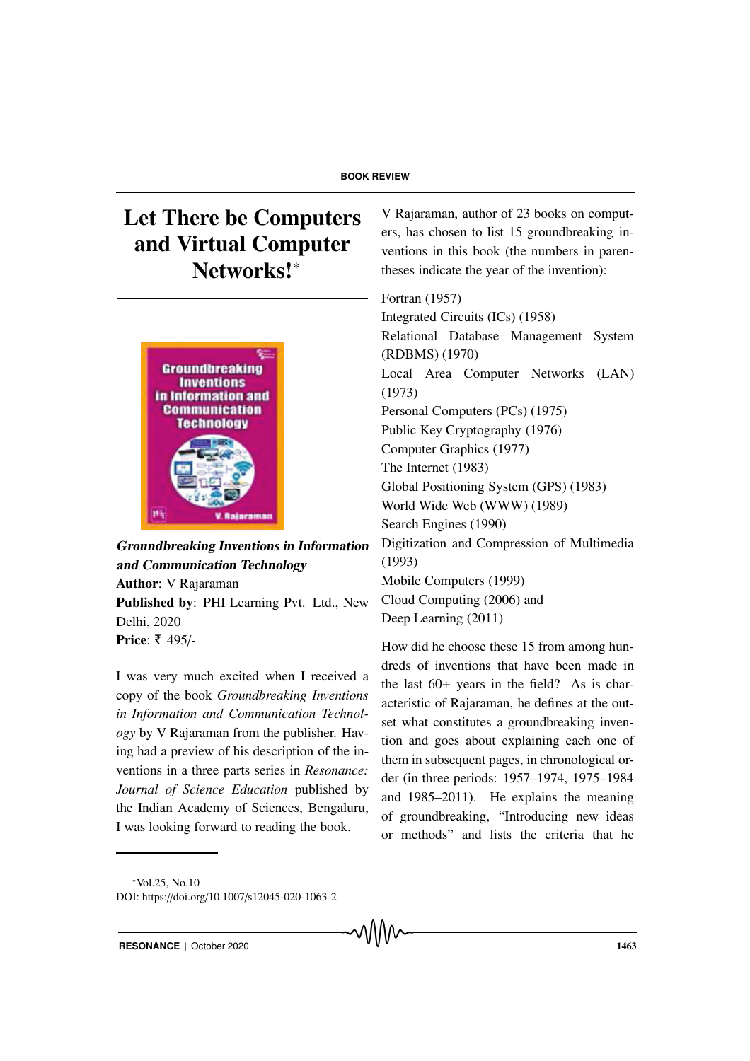BOOK REVIEW

# Let There be Computers and Virtual Computer Networks!*

***Groundbreaking Inventions in Information and Communication Technology***
**Author**: V Rajaraman
**Published by**: PHI Learning Pvt. Ltd., New Delhi, 2020
**Price**: ₹ 495/-

I was very much excited when I received a copy of the book *Groundbreaking Inventions in Information and Communication Technology* by V Rajaraman from the publisher. Having had a preview of his description of the inventions in a three parts series in *Resonance: Journal of Science Education* published by the Indian Academy of Sciences, Bengaluru, I was looking forward to reading the book.

V Rajaraman, author of 23 books on computers, has chosen to list 15 groundbreaking inventions in this book (the numbers in parentheses indicate the year of the invention):

Fortran (1957)
Integrated Circuits (ICs) (1958)
Relational Database Management System (RDBMS) (1970)
Local Area Computer Networks (LAN) (1973)
Personal Computers (PCs) (1975)
Public Key Cryptography (1976)
Computer Graphics (1977)
The Internet (1983)
Global Positioning System (GPS) (1983)
World Wide Web (WWW) (1989)
Search Engines (1990)
Digitization and Compression of Multimedia (1993)
Mobile Computers (1999)
Cloud Computing (2006) and
Deep Learning (2011)

How did he choose these 15 from among hundreds of inventions that have been made in the last 60+ years in the field? As is characteristic of Rajaraman, he defines at the outset what constitutes a groundbreaking invention and goes about explaining each one of them in subsequent pages, in chronological order (in three periods: 1957–1974, 1975–1984 and 1985–2011). He explains the meaning of groundbreaking, "Introducing new ideas or methods" and lists the criteria that he

*Vol.25, No.10
DOI: https://doi.org/10.1007/s12045-020-1063-2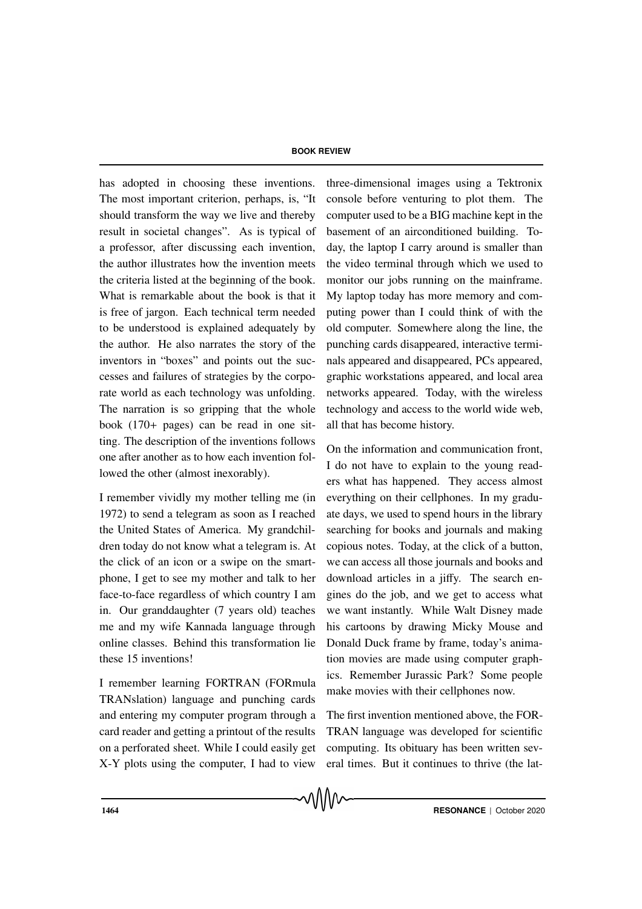has adopted in choosing these inventions. The most important criterion, perhaps, is, "It should transform the way we live and thereby result in societal changes". As is typical of a professor, after discussing each invention, the author illustrates how the invention meets the criteria listed at the beginning of the book. What is remarkable about the book is that it is free of jargon. Each technical term needed to be understood is explained adequately by the author. He also narrates the story of the inventors in "boxes" and points out the successes and failures of strategies by the corporate world as each technology was unfolding. The narration is so gripping that the whole book (170+ pages) can be read in one sitting. The description of the inventions follows one after another as to how each invention followed the other (almost inexorably).

I remember vividly my mother telling me (in 1972) to send a telegram as soon as I reached the United States of America. My grandchildren today do not know what a telegram is. At the click of an icon or a swipe on the smartphone, I get to see my mother and talk to her face-to-face regardless of which country I am in. Our granddaughter (7 years old) teaches me and my wife Kannada language through online classes. Behind this transformation lie these 15 inventions!

I remember learning FORTRAN (FORmula TRANslation) language and punching cards and entering my computer program through a card reader and getting a printout of the results on a perforated sheet. While I could easily get X-Y plots using the computer, I had to view three-dimensional images using a Tektronix console before venturing to plot them. The computer used to be a BIG machine kept in the basement of an airconditioned building. Today, the laptop I carry around is smaller than the video terminal through which we used to monitor our jobs running on the mainframe. My laptop today has more memory and computing power than I could think of with the old computer. Somewhere along the line, the punching cards disappeared, interactive terminals appeared and disappeared, PCs appeared, graphic workstations appeared, and local area networks appeared. Today, with the wireless technology and access to the world wide web, all that has become history.

On the information and communication front, I do not have to explain to the young readers what has happened. They access almost everything on their cellphones. In my graduate days, we used to spend hours in the library searching for books and journals and making copious notes. Today, at the click of a button, we can access all those journals and books and download articles in a jiffy. The search engines do the job, and we get to access what we want instantly. While Walt Disney made his cartoons by drawing Micky Mouse and Donald Duck frame by frame, today's animation movies are made using computer graphics. Remember Jurassic Park? Some people make movies with their cellphones now.

The first invention mentioned above, the FORTRAN language was developed for scientific computing. Its obituary has been written several times. But it continues to thrive (the lat-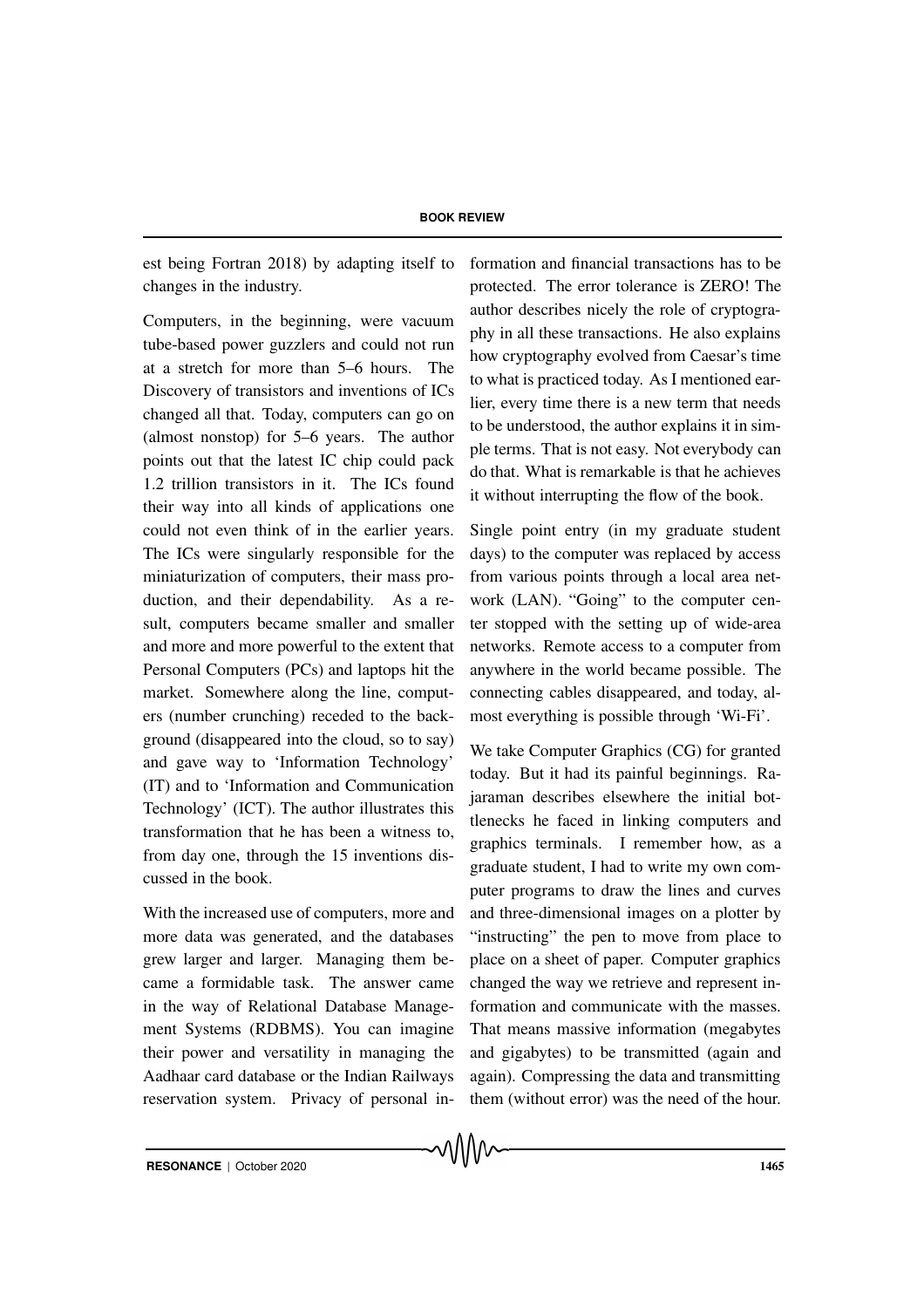est being Fortran 2018) by adapting itself to changes in the industry.

Computers, in the beginning, were vacuum tube-based power guzzlers and could not run at a stretch for more than 5–6 hours. The Discovery of transistors and inventions of ICs changed all that. Today, computers can go on (almost nonstop) for 5–6 years. The author points out that the latest IC chip could pack 1.2 trillion transistors in it. The ICs found their way into all kinds of applications one could not even think of in the earlier years. The ICs were singularly responsible for the miniaturization of computers, their mass production, and their dependability. As a result, computers became smaller and smaller and more and more powerful to the extent that Personal Computers (PCs) and laptops hit the market. Somewhere along the line, computers (number crunching) receded to the background (disappeared into the cloud, so to say) and gave way to 'Information Technology' (IT) and to 'Information and Communication Technology' (ICT). The author illustrates this transformation that he has been a witness to, from day one, through the 15 inventions discussed in the book.

With the increased use of computers, more and more data was generated, and the databases grew larger and larger. Managing them became a formidable task. The answer came in the way of Relational Database Management Systems (RDBMS). You can imagine their power and versatility in managing the Aadhaar card database or the Indian Railways reservation system. Privacy of personal information and financial transactions has to be protected. The error tolerance is ZERO! The author describes nicely the role of cryptography in all these transactions. He also explains how cryptography evolved from Caesar's time to what is practiced today. As I mentioned earlier, every time there is a new term that needs to be understood, the author explains it in simple terms. That is not easy. Not everybody can do that. What is remarkable is that he achieves it without interrupting the flow of the book.

Single point entry (in my graduate student days) to the computer was replaced by access from various points through a local area network (LAN). "Going" to the computer center stopped with the setting up of wide-area networks. Remote access to a computer from anywhere in the world became possible. The connecting cables disappeared, and today, almost everything is possible through 'Wi-Fi'.

We take Computer Graphics (CG) for granted today. But it had its painful beginnings. Rajaraman describes elsewhere the initial bottlenecks he faced in linking computers and graphics terminals. I remember how, as a graduate student, I had to write my own computer programs to draw the lines and curves and three-dimensional images on a plotter by "instructing" the pen to move from place to place on a sheet of paper. Computer graphics changed the way we retrieve and represent information and communicate with the masses. That means massive information (megabytes and gigabytes) to be transmitted (again and again). Compressing the data and transmitting them (without error) was the need of the hour.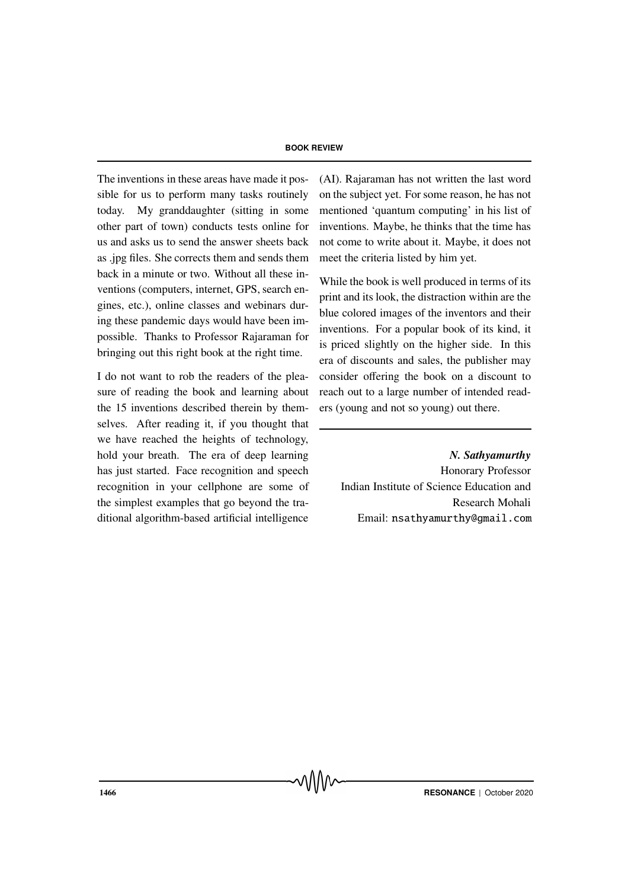The inventions in these areas have made it possible for us to perform many tasks routinely today. My granddaughter (sitting in some other part of town) conducts tests online for us and asks us to send the answer sheets back as .jpg files. She corrects them and sends them back in a minute or two. Without all these inventions (computers, internet, GPS, search engines, etc.), online classes and webinars during these pandemic days would have been impossible. Thanks to Professor Rajaraman for bringing out this right book at the right time.

I do not want to rob the readers of the pleasure of reading the book and learning about the 15 inventions described therein by themselves. After reading it, if you thought that we have reached the heights of technology, hold your breath. The era of deep learning has just started. Face recognition and speech recognition in your cellphone are some of the simplest examples that go beyond the traditional algorithm-based artificial intelligence (AI). Rajaraman has not written the last word on the subject yet. For some reason, he has not mentioned 'quantum computing' in his list of inventions. Maybe, he thinks that the time has not come to write about it. Maybe, it does not meet the criteria listed by him yet.

While the book is well produced in terms of its print and its look, the distraction within are the blue colored images of the inventors and their inventions. For a popular book of its kind, it is priced slightly on the higher side. In this era of discounts and sales, the publisher may consider offering the book on a discount to reach out to a large number of intended readers (young and not so young) out there.

---

***N. Sathyamurthy***
Honorary Professor
Indian Institute of Science Education and Research Mohali
Email: nsathyamurthy@gmail.com